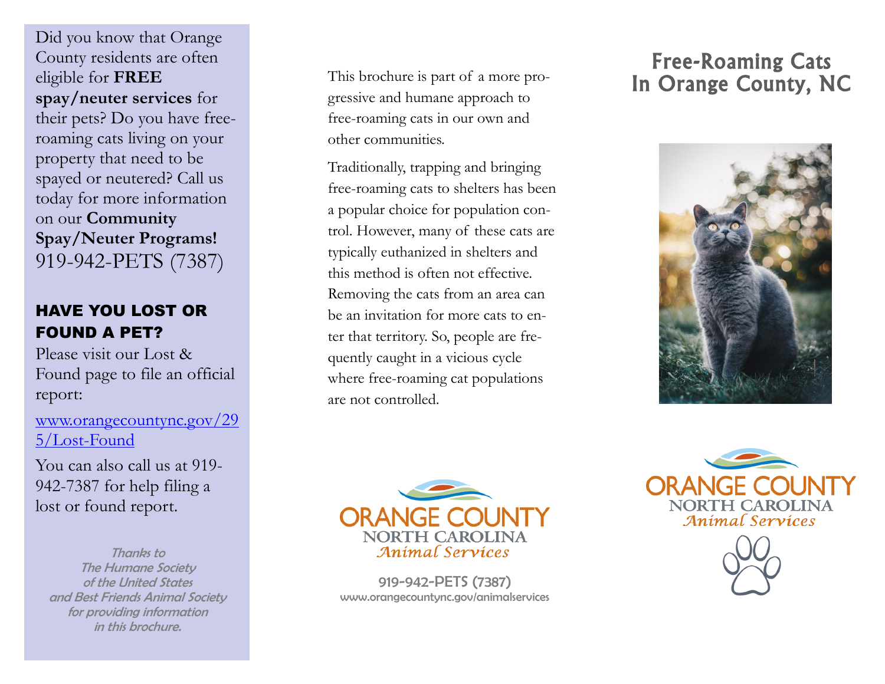Did you know that Orange County residents are often eligible for **FREE spay/neuter services** for their pets? Do you have free-roaming cats living on your property that need to be spayed or neutered? Call us today for more information on our **Community Spay/Neuter Programs!** 919-942-PETS (7387)

## HAVE YOU LOST OR FOUND A PET?

Please visit our Lost & Found page to file an official report:

[www.orangecountync.gov/295/Lost-Found](www.orangecountync.gov/295/Lost-Found)

You can also call us at 919-942-7387 for help filing a lost or found report.

*Thanks to The Humane Society of the United States and Best Friends Animal Society for providing information in this brochure.*

This brochure is part of a more progressive and humane approach to free-roaming cats in our own and other communities.

Traditionally, trapping and bringing free-roaming cats to shelters has been a popular choice for population control. However, many of these cats are typically euthanized in shelters and this method is often not effective. Removing the cats from an area can be an invitation for more cats to enter that territory. So, people are frequently caught in a vicious cycle where free-roaming cat populations are not controlled.

ORANGE COUNTY
NORTH CAROLINA
*Animal Services*

919-942-PETS (7387)
www.orangecountync.gov/animalservices

# Free-Roaming Cats In Orange County, NC

ORANGE COUNTY
NORTH CAROLINA
*Animal Services*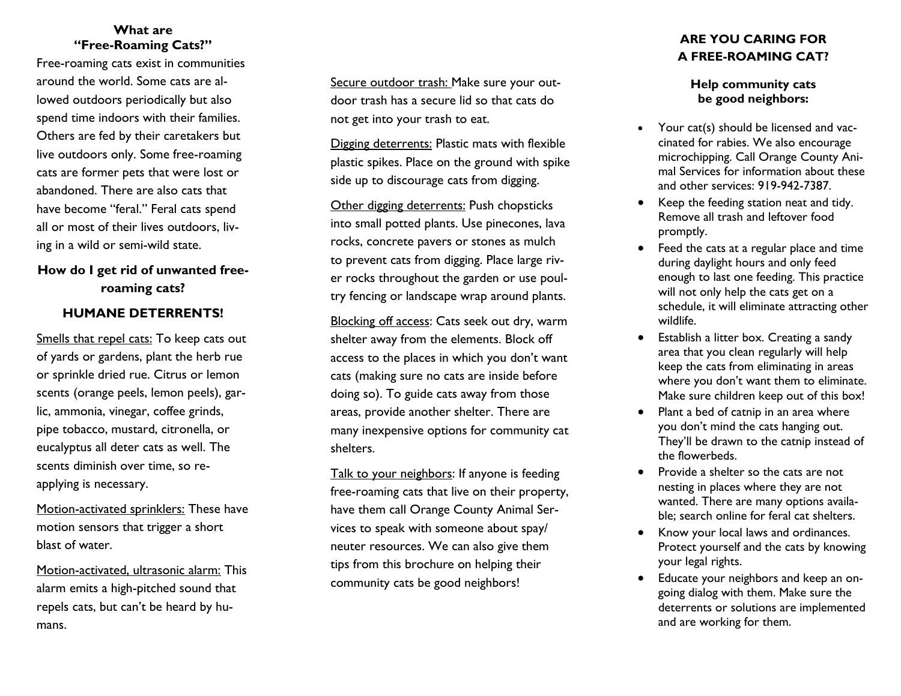### What are "Free-Roaming Cats?"

Free-roaming cats exist in communities around the world. Some cats are allowed outdoors periodically but also spend time indoors with their families. Others are fed by their caretakers but live outdoors only. Some free-roaming cats are former pets that were lost or abandoned. There are also cats that have become "feral." Feral cats spend all or most of their lives outdoors, living in a wild or semi-wild state.

### How do I get rid of unwanted free-roaming cats?

### HUMANE DETERRENTS!

Smells that repel cats: To keep cats out of yards or gardens, plant the herb rue or sprinkle dried rue. Citrus or lemon scents (orange peels, lemon peels), garlic, ammonia, vinegar, coffee grinds, pipe tobacco, mustard, citronella, or eucalyptus all deter cats as well. The scents diminish over time, so re-applying is necessary.

Motion-activated sprinklers: These have motion sensors that trigger a short blast of water.

Motion-activated, ultrasonic alarm: This alarm emits a high-pitched sound that repels cats, but can't be heard by humans.

Secure outdoor trash: Make sure your outdoor trash has a secure lid so that cats do not get into your trash to eat.

Digging deterrents: Plastic mats with flexible plastic spikes. Place on the ground with spike side up to discourage cats from digging.

Other digging deterrents: Push chopsticks into small potted plants. Use pinecones, lava rocks, concrete pavers or stones as mulch to prevent cats from digging. Place large river rocks throughout the garden or use poultry fencing or landscape wrap around plants.

Blocking off access: Cats seek out dry, warm shelter away from the elements. Block off access to the places in which you don't want cats (making sure no cats are inside before doing so). To guide cats away from those areas, provide another shelter. There are many inexpensive options for community cat shelters.

Talk to your neighbors: If anyone is feeding free-roaming cats that live on their property, have them call Orange County Animal Services to speak with someone about spay/neuter resources. We can also give them tips from this brochure on helping their community cats be good neighbors!

## ARE YOU CARING FOR A FREE-ROAMING CAT?

### Help community cats be good neighbors:

- Your cat(s) should be licensed and vaccinated for rabies. We also encourage microchipping. Call Orange County Animal Services for information about these and other services: 919-942-7387.
- Keep the feeding station neat and tidy. Remove all trash and leftover food promptly.
- Feed the cats at a regular place and time during daylight hours and only feed enough to last one feeding. This practice will not only help the cats get on a schedule, it will eliminate attracting other wildlife.
- Establish a litter box. Creating a sandy area that you clean regularly will help keep the cats from eliminating in areas where you don't want them to eliminate. Make sure children keep out of this box!
- Plant a bed of catnip in an area where you don't mind the cats hanging out. They'll be drawn to the catnip instead of the flowerbeds.
- Provide a shelter so the cats are not nesting in places where they are not wanted. There are many options available; search online for feral cat shelters.
- Know your local laws and ordinances. Protect yourself and the cats by knowing your legal rights.
- Educate your neighbors and keep an ongoing dialog with them. Make sure the deterrents or solutions are implemented and are working for them.